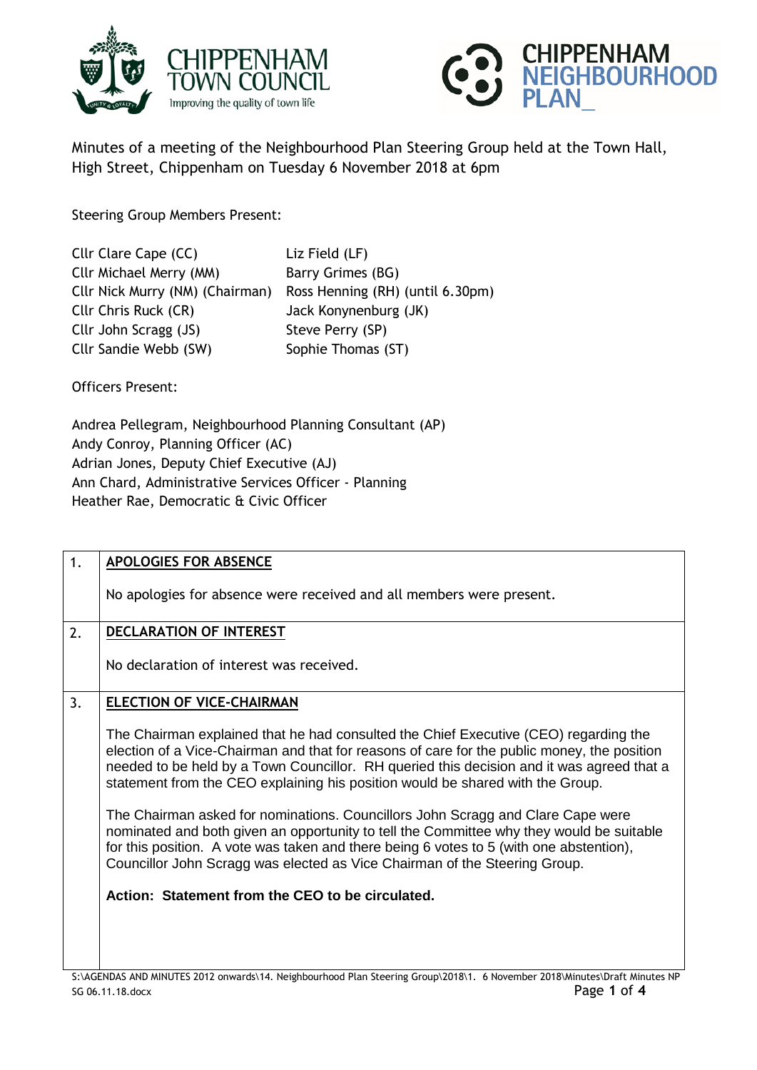CHIPPENHAM TOWN COUNCIL
Improving the quality of town life

CHIPPENHAM NEIGHBOURHOOD PLAN_

Minutes of a meeting of the Neighbourhood Plan Steering Group held at the Town Hall, High Street, Chippenham on Tuesday 6 November 2018 at 6pm

Steering Group Members Present:

| | |
|---|---|
| Cllr Clare Cape (CC) | Liz Field (LF) |
| Cllr Michael Merry (MM) | Barry Grimes (BG) |
| Cllr Nick Murry (NM) (Chairman) | Ross Henning (RH) (until 6.30pm) |
| Cllr Chris Ruck (CR) | Jack Konynenburg (JK) |
| Cllr John Scragg (JS) | Steve Perry (SP) |
| Cllr Sandie Webb (SW) | Sophie Thomas (ST) |

Officers Present:

Andrea Pellegram, Neighbourhood Planning Consultant (AP)
Andy Conroy, Planning Officer (AC)
Adrian Jones, Deputy Chief Executive (AJ)
Ann Chard, Administrative Services Officer - Planning
Heather Rae, Democratic & Civic Officer

| | |
|---|---|
| 1. | **APOLOGIES FOR ABSENCE**<br><br>No apologies for absence were received and all members were present. |
| 2. | **DECLARATION OF INTEREST**<br><br>No declaration of interest was received. |
| 3. | **ELECTION OF VICE-CHAIRMAN**<br><br>The Chairman explained that he had consulted the Chief Executive (CEO) regarding the election of a Vice-Chairman and that for reasons of care for the public money, the position needed to be held by a Town Councillor. RH queried this decision and it was agreed that a statement from the CEO explaining his position would be shared with the Group.<br><br>The Chairman asked for nominations. Councillors John Scragg and Clare Cape were nominated and both given an opportunity to tell the Committee why they would be suitable for this position. A vote was taken and there being 6 votes to 5 (with one abstention), Councillor John Scragg was elected as Vice Chairman of the Steering Group.<br><br>**Action: Statement from the CEO to be circulated.** |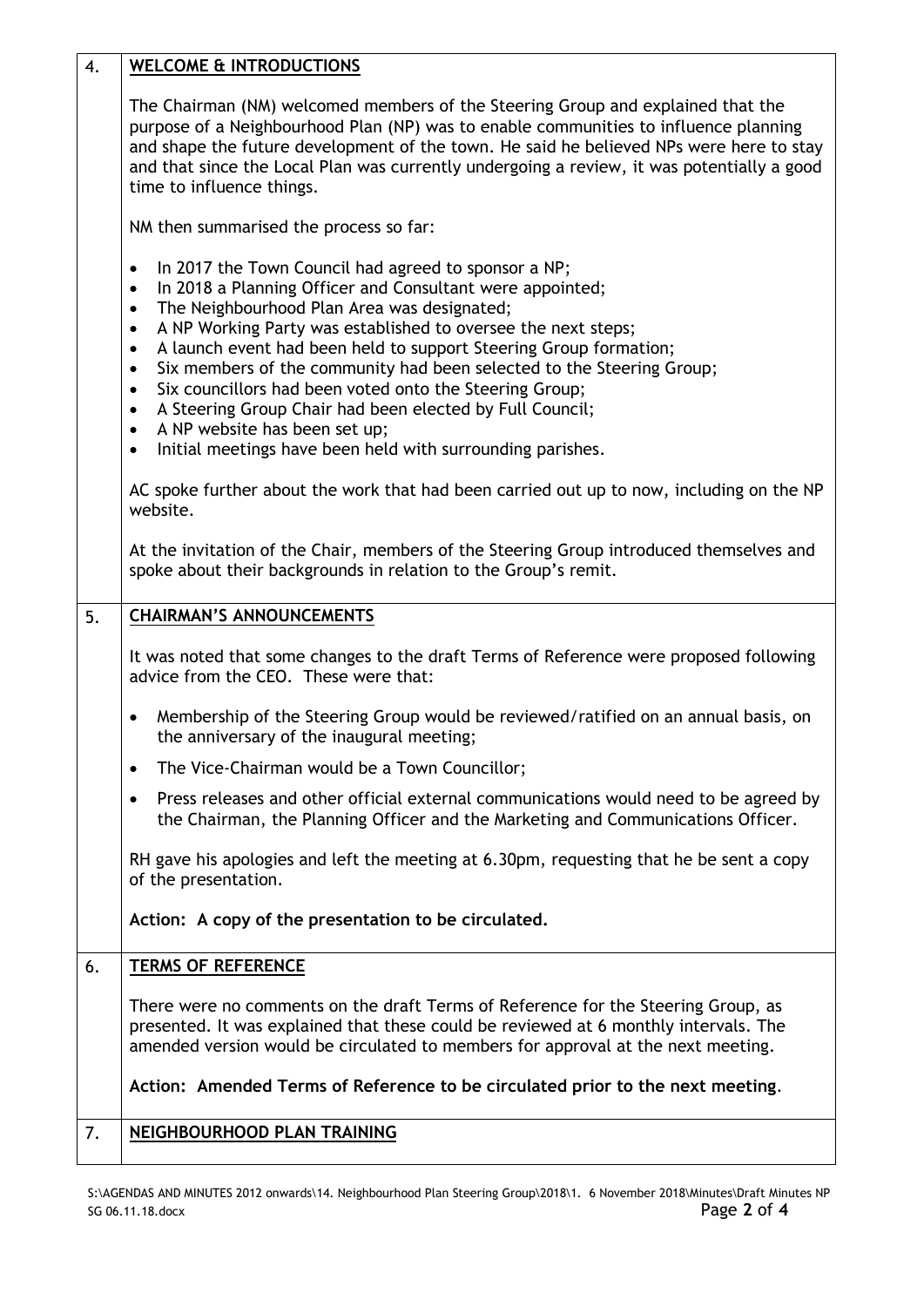## 4. WELCOME & INTRODUCTIONS

The Chairman (NM) welcomed members of the Steering Group and explained that the purpose of a Neighbourhood Plan (NP) was to enable communities to influence planning and shape the future development of the town. He said he believed NPs were here to stay and that since the Local Plan was currently undergoing a review, it was potentially a good time to influence things.

NM then summarised the process so far:

- In 2017 the Town Council had agreed to sponsor a NP;
- In 2018 a Planning Officer and Consultant were appointed;
- The Neighbourhood Plan Area was designated;
- A NP Working Party was established to oversee the next steps;
- A launch event had been held to support Steering Group formation;
- Six members of the community had been selected to the Steering Group;
- Six councillors had been voted onto the Steering Group;
- A Steering Group Chair had been elected by Full Council;
- A NP website has been set up;
- Initial meetings have been held with surrounding parishes.

AC spoke further about the work that had been carried out up to now, including on the NP website.

At the invitation of the Chair, members of the Steering Group introduced themselves and spoke about their backgrounds in relation to the Group's remit.

## 5. CHAIRMAN'S ANNOUNCEMENTS

It was noted that some changes to the draft Terms of Reference were proposed following advice from the CEO. These were that:

- Membership of the Steering Group would be reviewed/ratified on an annual basis, on the anniversary of the inaugural meeting;
- The Vice-Chairman would be a Town Councillor;
- Press releases and other official external communications would need to be agreed by the Chairman, the Planning Officer and the Marketing and Communications Officer.

RH gave his apologies and left the meeting at 6.30pm, requesting that he be sent a copy of the presentation.

**Action: A copy of the presentation to be circulated.**

## 6. TERMS OF REFERENCE

There were no comments on the draft Terms of Reference for the Steering Group, as presented. It was explained that these could be reviewed at 6 monthly intervals. The amended version would be circulated to members for approval at the next meeting.

**Action: Amended Terms of Reference to be circulated prior to the next meeting.**

## 7. NEIGHBOURHOOD PLAN TRAINING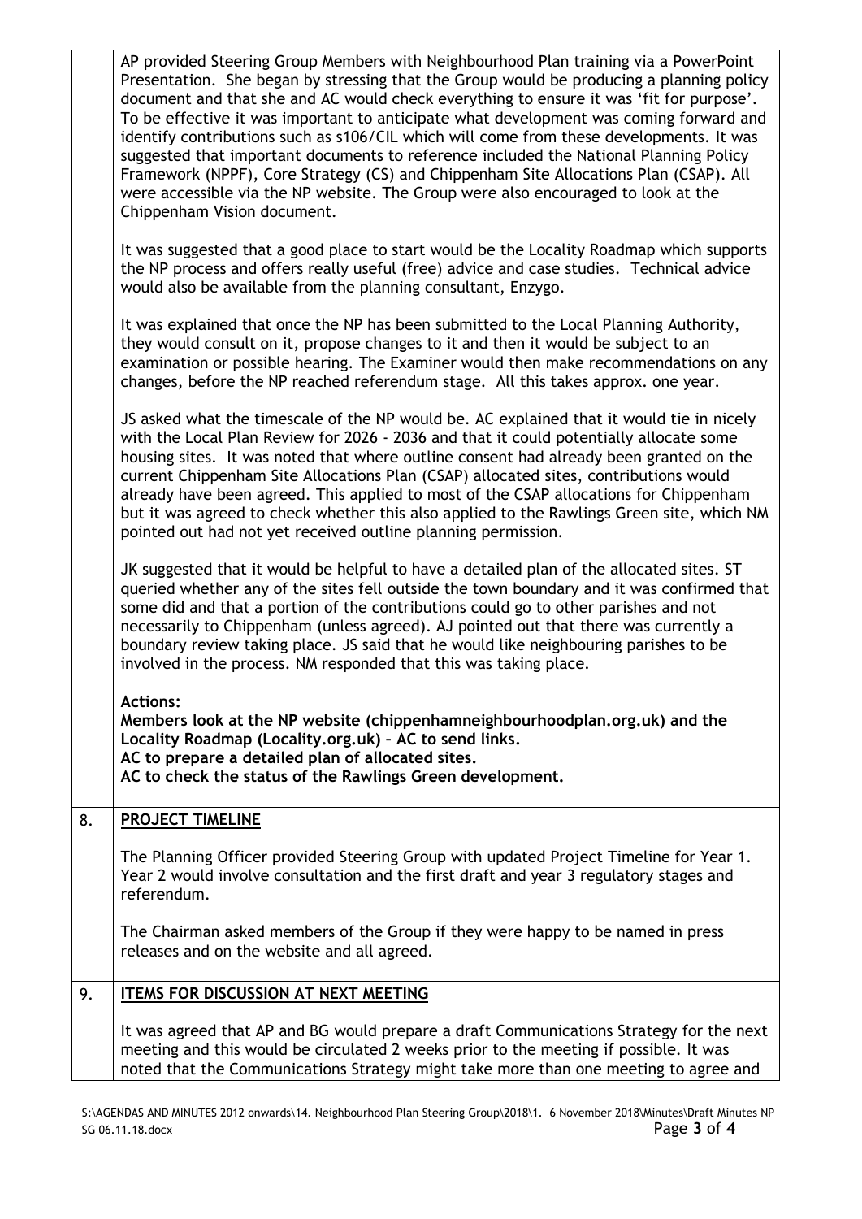| | |
|---|---|
| | AP provided Steering Group Members with Neighbourhood Plan training via a PowerPoint Presentation. She began by stressing that the Group would be producing a planning policy document and that she and AC would check everything to ensure it was 'fit for purpose'. To be effective it was important to anticipate what development was coming forward and identify contributions such as s106/CIL which will come from these developments. It was suggested that important documents to reference included the National Planning Policy Framework (NPPF), Core Strategy (CS) and Chippenham Site Allocations Plan (CSAP). All were accessible via the NP website. The Group were also encouraged to look at the Chippenham Vision document.<br><br>It was suggested that a good place to start would be the Locality Roadmap which supports the NP process and offers really useful (free) advice and case studies. Technical advice would also be available from the planning consultant, Enzygo.<br><br>It was explained that once the NP has been submitted to the Local Planning Authority, they would consult on it, propose changes to it and then it would be subject to an examination or possible hearing. The Examiner would then make recommendations on any changes, before the NP reached referendum stage. All this takes approx. one year.<br><br>JS asked what the timescale of the NP would be. AC explained that it would tie in nicely with the Local Plan Review for 2026 - 2036 and that it could potentially allocate some housing sites. It was noted that where outline consent had already been granted on the current Chippenham Site Allocations Plan (CSAP) allocated sites, contributions would already have been agreed. This applied to most of the CSAP allocations for Chippenham but it was agreed to check whether this also applied to the Rawlings Green site, which NM pointed out had not yet received outline planning permission.<br><br>JK suggested that it would be helpful to have a detailed plan of the allocated sites. ST queried whether any of the sites fell outside the town boundary and it was confirmed that some did and that a portion of the contributions could go to other parishes and not necessarily to Chippenham (unless agreed). AJ pointed out that there was currently a boundary review taking place. JS said that he would like neighbouring parishes to be involved in the process. NM responded that this was taking place.<br><br>**Actions:**<br>**Members look at the NP website (chippenhamneighbourhoodplan.org.uk) and the Locality Roadmap (Locality.org.uk) – AC to send links.**<br>**AC to prepare a detailed plan of allocated sites.**<br>**AC to check the status of the Rawlings Green development.** |
| 8. | **PROJECT TIMELINE**<br><br>The Planning Officer provided Steering Group with updated Project Timeline for Year 1. Year 2 would involve consultation and the first draft and year 3 regulatory stages and referendum.<br><br>The Chairman asked members of the Group if they were happy to be named in press releases and on the website and all agreed. |
| 9. | **ITEMS FOR DISCUSSION AT NEXT MEETING**<br><br>It was agreed that AP and BG would prepare a draft Communications Strategy for the next meeting and this would be circulated 2 weeks prior to the meeting if possible. It was noted that the Communications Strategy might take more than one meeting to agree and |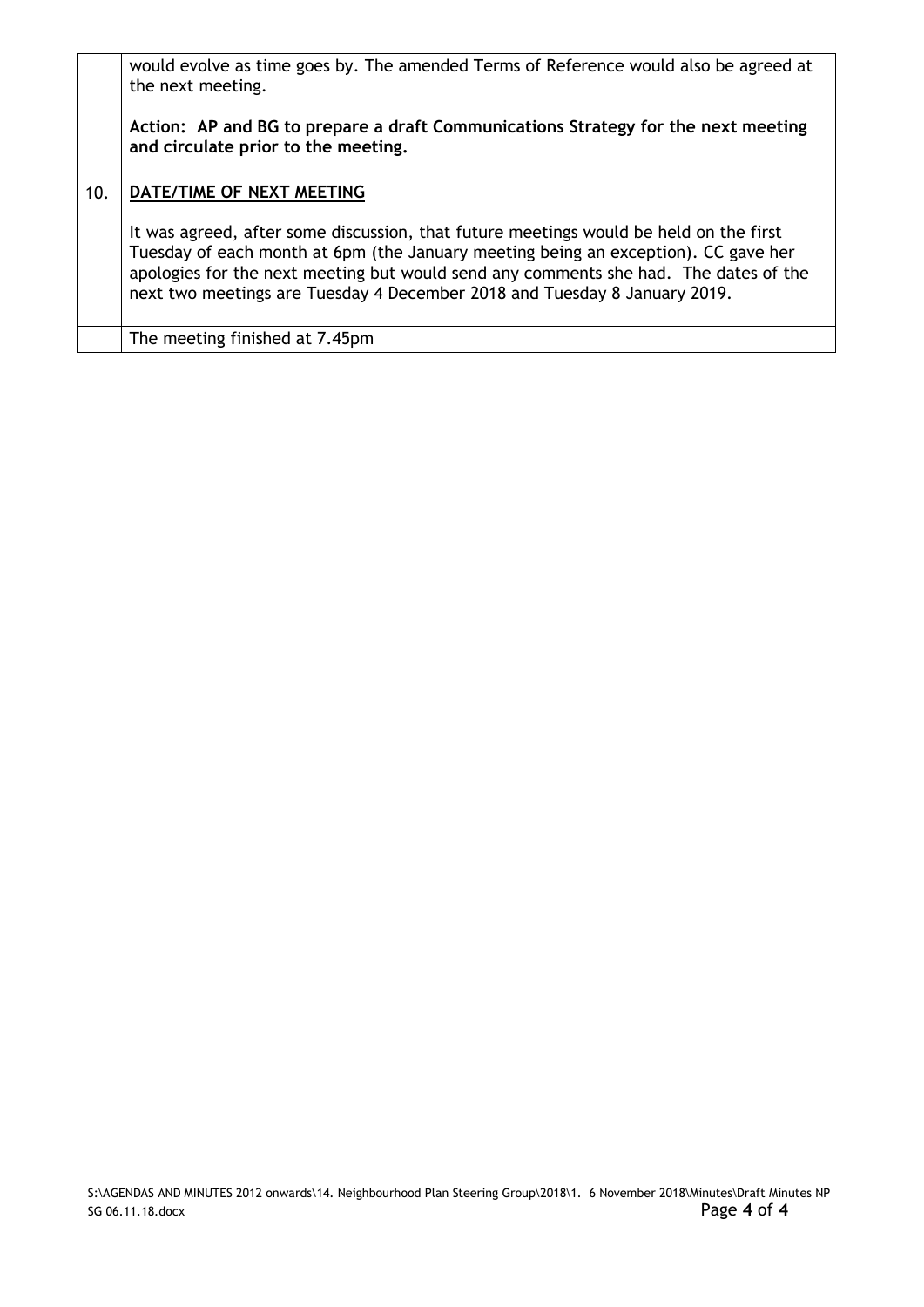| | |
|---|---|
| | would evolve as time goes by. The amended Terms of Reference would also be agreed at the next meeting.<br><br>**Action: AP and BG to prepare a draft Communications Strategy for the next meeting and circulate prior to the meeting.** |
| 10. | **<u>DATE/TIME OF NEXT MEETING</u>**<br><br>It was agreed, after some discussion, that future meetings would be held on the first Tuesday of each month at 6pm (the January meeting being an exception). CC gave her apologies for the next meeting but would send any comments she had. The dates of the next two meetings are Tuesday 4 December 2018 and Tuesday 8 January 2019. |
| | The meeting finished at 7.45pm |

S:\AGENDAS AND MINUTES 2012 onwards\14. Neighbourhood Plan Steering Group\2018\1. 6 November 2018\Minutes\Draft Minutes NP SG 06.11.18.docx